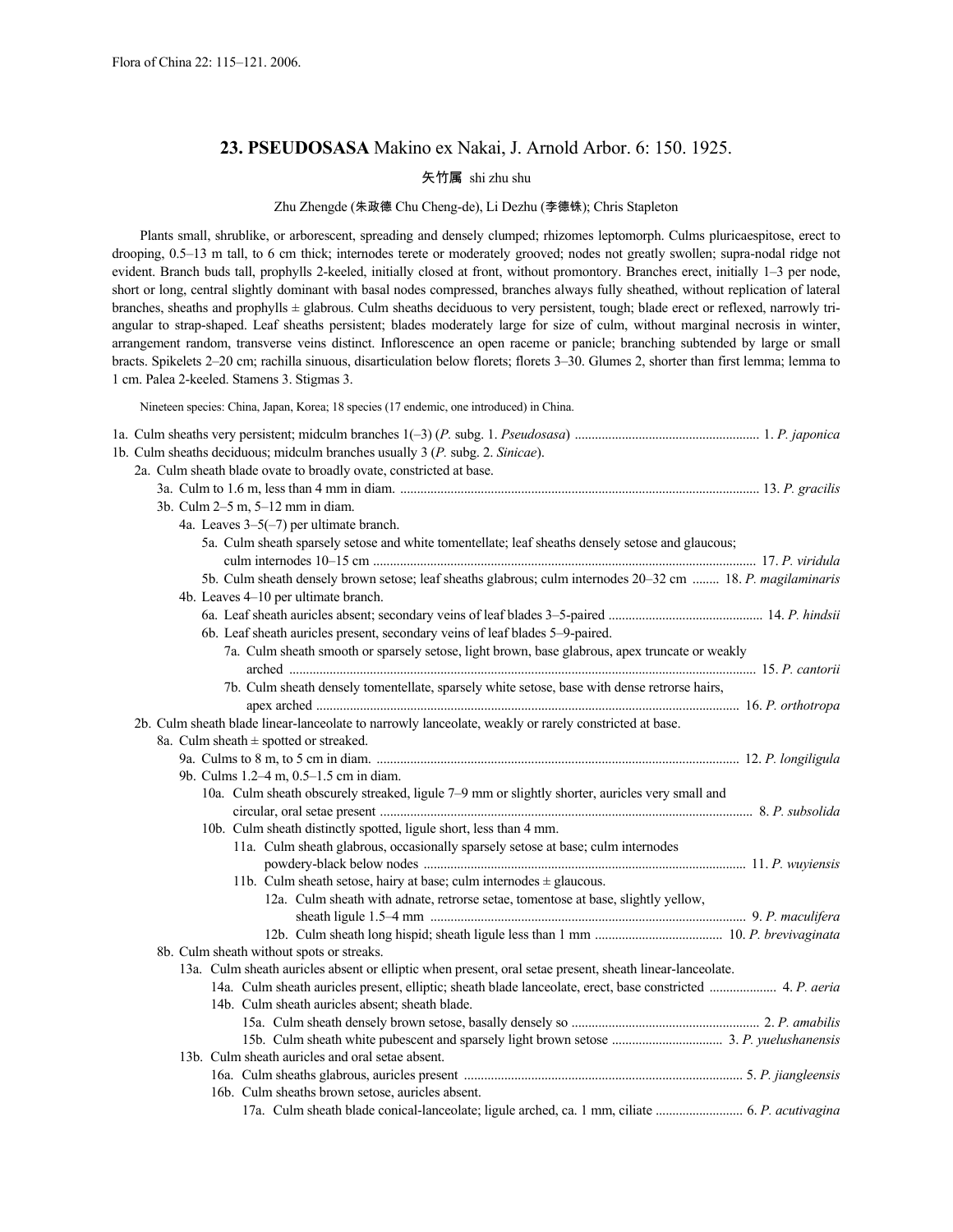Flora of China 22: 115–121. 2006.

## 23. PSEUDOSASA Makino ex Nakai, J. Arnold Arbor. 6: 150. 1925.

矢竹属 shi zhu shu

Zhu Zhengde (朱政德 Chu Cheng-de), Li Dezhu (李德铢); Chris Stapleton

Plants small, shrublike, or arborescent, spreading and densely clumped; rhizomes leptomorph. Culms pluricaespitose, erect to drooping, 0.5–13 m tall, to 6 cm thick; internodes terete or moderately grooved; nodes not greatly swollen; supra-nodal ridge not evident. Branch buds tall, prophylls 2-keeled, initially closed at front, without promontory. Branches erect, initially 1–3 per node, short or long, central slightly dominant with basal nodes compressed, branches always fully sheathed, without replication of lateral branches, sheaths and prophylls ± glabrous. Culm sheaths deciduous to very persistent, tough; blade erect or reflexed, narrowly triangular to strap-shaped. Leaf sheaths persistent; blades moderately large for size of culm, without marginal necrosis in winter, arrangement random, transverse veins distinct. Inflorescence an open raceme or panicle; branching subtended by large or small bracts. Spikelets 2–20 cm; rachilla sinuous, disarticulation below florets; florets 3–30. Glumes 2, shorter than first lemma; lemma to 1 cm. Palea 2-keeled. Stamens 3. Stigmas 3.

Nineteen species: China, Japan, Korea; 18 species (17 endemic, one introduced) in China.

1a. Culm sheaths very persistent; midculm branches 1(–3) (*P.* subg. 1. *Pseudosasa*) ..... 1. *P. japonica*
1b. Culm sheaths deciduous; midculm branches usually 3 (*P.* subg. 2. *Sinicae*).
  2a. Culm sheath blade ovate to broadly ovate, constricted at base.
    3a. Culm to 1.6 m, less than 4 mm in diam. ..... 13. *P. gracilis*
    3b. Culm 2–5 m, 5–12 mm in diam.
      4a. Leaves 3–5(–7) per ultimate branch.
        5a. Culm sheath sparsely setose and white tomentellate; leaf sheaths densely setose and glaucous; culm internodes 10–15 cm ..... 17. *P. viridula*
        5b. Culm sheath densely brown setose; leaf sheaths glabrous; culm internodes 20–32 cm ..... 18. *P. magilaminaris*
      4b. Leaves 4–10 per ultimate branch.
        6a. Leaf sheath auricles absent; secondary veins of leaf blades 3–5-paired ..... 14. *P. hindsii*
        6b. Leaf sheath auricles present, secondary veins of leaf blades 5–9-paired.
          7a. Culm sheath smooth or sparsely setose, light brown, base glabrous, apex truncate or weakly arched ..... 15. *P. cantorii*
          7b. Culm sheath densely tomentellate, sparsely white setose, base with dense retrorse hairs, apex arched ..... 16. *P. orthotropa*
  2b. Culm sheath blade linear-lanceolate to narrowly lanceolate, weakly or rarely constricted at base.
    8a. Culm sheath ± spotted or streaked.
      9a. Culms to 8 m, to 5 cm in diam. ..... 12. *P. longiligula*
      9b. Culms 1.2–4 m, 0.5–1.5 cm in diam.
        10a. Culm sheath obscurely streaked, ligule 7–9 mm or slightly shorter, auricles very small and circular, oral setae present ..... 8. *P. subsolida*
        10b. Culm sheath distinctly spotted, ligule short, less than 4 mm.
          11a. Culm sheath glabrous, occasionally sparsely setose at base; culm internodes powdery-black below nodes ..... 11. *P. wuyiensis*
          11b. Culm sheath setose, hairy at base; culm internodes ± glaucous.
            12a. Culm sheath with adnate, retrorse setae, tomentose at base, slightly yellow, sheath ligule 1.5–4 mm ..... 9. *P. maculifera*
            12b. Culm sheath long hispid; sheath ligule less than 1 mm ..... 10. *P. brevivaginata*
    8b. Culm sheath without spots or streaks.
      13a. Culm sheath auricles absent or elliptic when present, oral setae present, sheath linear-lanceolate.
        14a. Culm sheath auricles present, elliptic; sheath blade lanceolate, erect, base constricted ..... 4. *P. aeria*
        14b. Culm sheath auricles absent; sheath blade.
          15a. Culm sheath densely brown setose, basally densely so ..... 2. *P. amabilis*
          15b. Culm sheath white pubescent and sparsely light brown setose ..... 3. *P. yuelushanensis*
      13b. Culm sheath auricles and oral setae absent.
        16a. Culm sheaths glabrous, auricles present ..... 5. *P. jiangleensis*
        16b. Culm sheaths brown setose, auricles absent.
          17a. Culm sheath blade conical-lanceolate; ligule arched, ca. 1 mm, ciliate ..... 6. *P. acutivagina*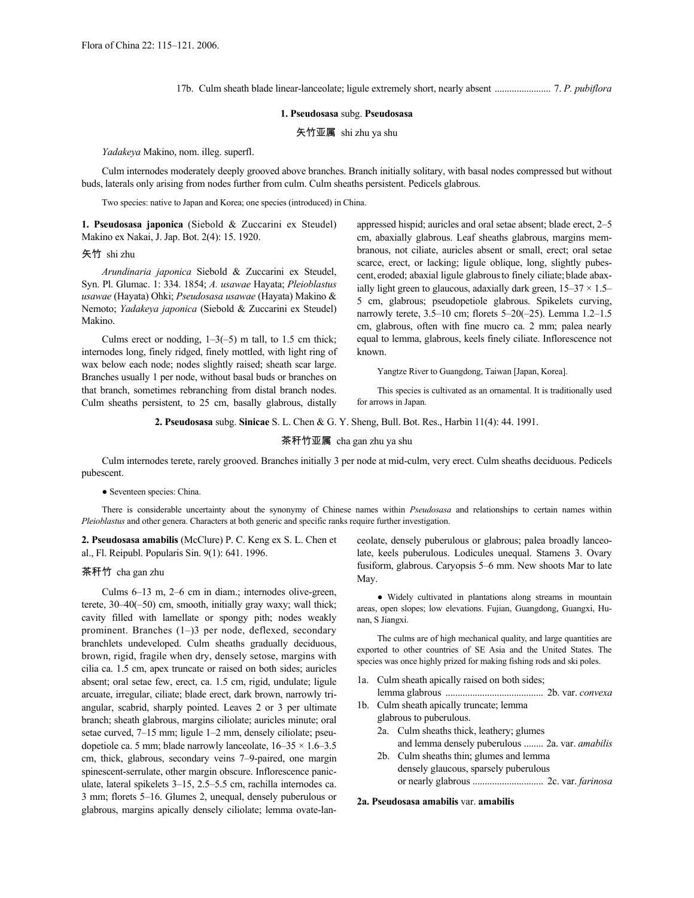17b. Culm sheath blade linear-lanceolate; ligule extremely short, nearly absent ....................... 7. *P. pubiflora*

## 1. Pseudosasa subg. Pseudosasa

矢竹亚属 shi zhu ya shu

*Yadakeya* Makino, nom. illeg. superfl.

Culm internodes moderately deeply grooved above branches. Branch initially solitary, with basal nodes compressed but without buds, laterals only arising from nodes further from culm. Culm sheaths persistent. Pedicels glabrous.

Two species: native to Japan and Korea; one species (introduced) in China.

**1. Pseudosasa japonica** (Siebold & Zuccarini ex Steudel) Makino ex Nakai, J. Jap. Bot. 2(4): 15. 1920.

矢竹 shi zhu

*Arundinaria japonica* Siebold & Zuccarini ex Steudel, Syn. Pl. Glumac. 1: 334. 1854; *A. usawae* Hayata; *Pleioblastus usawae* (Hayata) Ohki; *Pseudosasa usawae* (Hayata) Makino & Nemoto; *Yadakeya japonica* (Siebold & Zuccarini ex Steudel) Makino.

Culms erect or nodding, 1–3(–5) m tall, to 1.5 cm thick; internodes long, finely ridged, finely mottled, with light ring of wax below each node; nodes slightly raised; sheath scar large. Branches usually 1 per node, without basal buds or branches on that branch, sometimes rebranching from distal branch nodes. Culm sheaths persistent, to 25 cm, basally glabrous, distally appressed hispid; auricles and oral setae absent; blade erect, 2–5 cm, abaxially glabrous. Leaf sheaths glabrous, margins membranous, not ciliate, auricles absent or small, erect; oral setae scarce, erect, or lacking; ligule oblique, long, slightly pubescent, eroded; abaxial ligule glabrous to finely ciliate; blade abaxially light green to glaucous, adaxially dark green, 15–37 × 1.5–5 cm, glabrous; pseudopetiole glabrous. Spikelets curving, narrowly terete, 3.5–10 cm; florets 5–20(–25). Lemma 1.2–1.5 cm, glabrous, often with fine mucro ca. 2 mm; palea nearly equal to lemma, glabrous, keels finely ciliate. Inflorescence not known.

Yangtze River to Guangdong, Taiwan [Japan, Korea].

This species is cultivated as an ornamental. It is traditionally used for arrows in Japan.

## 2. Pseudosasa subg. Sinicae S. L. Chen & G. Y. Sheng, Bull. Bot. Res., Harbin 11(4): 44. 1991.

茶秆竹亚属 cha gan zhu ya shu

Culm internodes terete, rarely grooved. Branches initially 3 per node at mid-culm, very erect. Culm sheaths deciduous. Pedicels pubescent.

● Seventeen species: China.

There is considerable uncertainty about the synonymy of Chinese names within *Pseudosasa* and relationships to certain names within *Pleioblastus* and other genera. Characters at both generic and specific ranks require further investigation.

**2. Pseudosasa amabilis** (McClure) P. C. Keng ex S. L. Chen et al., Fl. Reipubl. Popularis Sin. 9(1): 641. 1996.

茶秆竹 cha gan zhu

Culms 6–13 m, 2–6 cm in diam.; internodes olive-green, terete, 30–40(–50) cm, smooth, initially gray waxy; wall thick; cavity filled with lamellate or spongy pith; nodes weakly prominent. Branches (1–)3 per node, deflexed, secondary branchlets undeveloped. Culm sheaths gradually deciduous, brown, rigid, fragile when dry, densely setose, margins with cilia ca. 1.5 cm, apex truncate or raised on both sides; auricles absent; oral setae few, erect, ca. 1.5 cm, rigid, undulate; ligule arcuate, irregular, ciliate; blade erect, dark brown, narrowly triangular, scabrid, sharply pointed. Leaves 2 or 3 per ultimate branch; sheath glabrous, margins ciliolate; auricles minute; oral setae curved, 7–15 mm; ligule 1–2 mm, densely ciliolate; pseudopetiole ca. 5 mm; blade narrowly lanceolate, 16–35 × 1.6–3.5 cm, thick, glabrous, secondary veins 7–9-paired, one margin spinescent-serrulate, other margin obscure. Inflorescence paniculate, lateral spikelets 3–15, 2.5–5.5 cm, rachilla internodes ca. 3 mm; florets 5–16. Glumes 2, unequal, densely puberulous or glabrous, margins apically densely ciliolate; lemma ovate-lanceolate, densely puberulous or glabrous; palea broadly lanceolate, keels puberulous. Lodicules unequal. Stamens 3. Ovary fusiform, glabrous. Caryopsis 5–6 mm. New shoots Mar to late May.

● Widely cultivated in plantations along streams in mountain areas, open slopes; low elevations. Fujian, Guangdong, Guangxi, Hunan, S Jiangxi.

The culms are of high mechanical quality, and large quantities are exported to other countries of SE Asia and the United States. The species was once highly prized for making fishing rods and ski poles.

1a. Culm sheath apically raised on both sides; lemma glabrous ........................................ 2b. var. *convexa*
1b. Culm sheath apically truncate; lemma glabrous to puberulous.
  2a. Culm sheaths thick, leathery; glumes and lemma densely puberulous ........ 2a. var. *amabilis*
  2b. Culm sheaths thin; glumes and lemma densely glaucous, sparsely puberulous or nearly glabrous ............................ 2c. var. *farinosa*

**2a. Pseudosasa amabilis** var. **amabilis**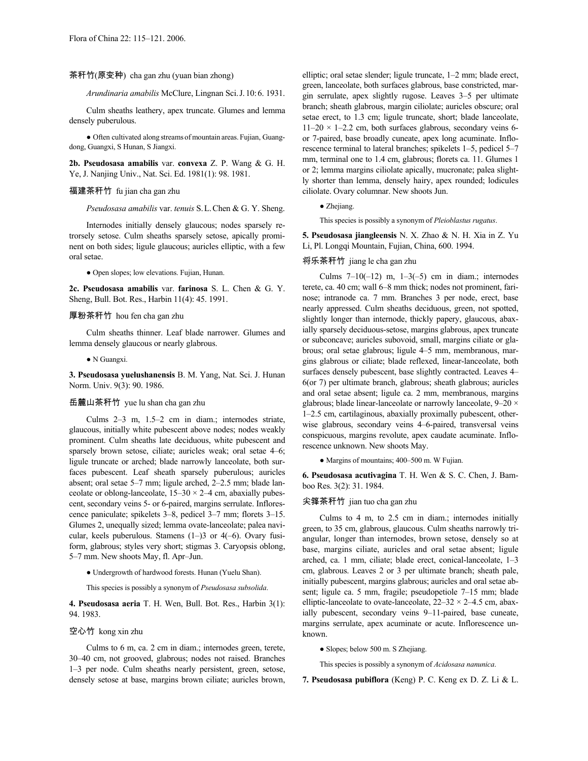茶秆竹(原变种) cha gan zhu (yuan bian zhong)

*Arundinaria amabilis* McClure, Lingnan Sci. J. 10: 6. 1931.

Culm sheaths leathery, apex truncate. Glumes and lemma densely puberulous.

● Often cultivated along streams of mountain areas. Fujian, Guangdong, Guangxi, S Hunan, S Jiangxi.

**2b. Pseudosasa amabilis** var. **convexa** Z. P. Wang & G. H. Ye, J. Nanjing Univ., Nat. Sci. Ed. 1981(1): 98. 1981.

福建茶秆竹 fu jian cha gan zhu

*Pseudosasa amabilis* var. *tenuis* S. L. Chen & G. Y. Sheng.

Internodes initially densely glaucous; nodes sparsely retrorsely setose. Culm sheaths sparsely setose, apically prominent on both sides; ligule glaucous; auricles elliptic, with a few oral setae.

● Open slopes; low elevations. Fujian, Hunan.

**2c. Pseudosasa amabilis** var. **farinosa** S. L. Chen & G. Y. Sheng, Bull. Bot. Res., Harbin 11(4): 45. 1991.

厚粉茶秆竹 hou fen cha gan zhu

Culm sheaths thinner. Leaf blade narrower. Glumes and lemma densely glaucous or nearly glabrous.

● N Guangxi.

**3. Pseudosasa yuelushanensis** B. M. Yang, Nat. Sci. J. Hunan Norm. Univ. 9(3): 90. 1986.

岳麓山茶秆竹 yue lu shan cha gan zhu

Culms 2–3 m, 1.5–2 cm in diam.; internodes striate, glaucous, initially white pubescent above nodes; nodes weakly prominent. Culm sheaths late deciduous, white pubescent and sparsely brown setose, ciliate; auricles weak; oral setae 4–6; ligule truncate or arched; blade narrowly lanceolate, both surfaces pubescent. Leaf sheath sparsely puberulous; auricles absent; oral setae 5–7 mm; ligule arched, 2–2.5 mm; blade lanceolate or oblong-lanceolate, 15–30 × 2–4 cm, abaxially pubescent, secondary veins 5- or 6-paired, margins serrulate. Inflorescence paniculate; spikelets 3–8, pedicel 3–7 mm; florets 3–15. Glumes 2, unequally sized; lemma ovate-lanceolate; palea navicular, keels puberulous. Stamens (1–)3 or 4(–6). Ovary fusiform, glabrous; styles very short; stigmas 3. Caryopsis oblong, 5–7 mm. New shoots May, fl. Apr–Jun.

● Undergrowth of hardwood forests. Hunan (Yuelu Shan).

This species is possibly a synonym of *Pseudosasa subsolida*.

**4. Pseudosasa aeria** T. H. Wen, Bull. Bot. Res., Harbin 3(1): 94. 1983.

空心竹 kong xin zhu

Culms to 6 m, ca. 2 cm in diam.; internodes green, terete, 30–40 cm, not grooved, glabrous; nodes not raised. Branches 1–3 per node. Culm sheaths nearly persistent, green, setose, densely setose at base, margins brown ciliate; auricles brown, elliptic; oral setae slender; ligule truncate, 1–2 mm; blade erect, green, lanceolate, both surfaces glabrous, base constricted, margin serrulate, apex slightly rugose. Leaves 3–5 per ultimate branch; sheath glabrous, margin ciliolate; auricles obscure; oral setae erect, to 1.3 cm; ligule truncate, short; blade lanceolate, 11–20 × 1–2.2 cm, both surfaces glabrous, secondary veins 6- or 7-paired, base broadly cuneate, apex long acuminate. Inflorescence terminal to lateral branches; spikelets 1–5, pedicel 5–7 mm, terminal one to 1.4 cm, glabrous; florets ca. 11. Glumes 1 or 2; lemma margins ciliolate apically, mucronate; palea slightly shorter than lemma, densely hairy, apex rounded; lodicules ciliolate. Ovary columnar. New shoots Jun.

● Zhejiang.

This species is possibly a synonym of *Pleioblastus rugatus*.

**5. Pseudosasa jiangleensis** N. X. Zhao & N. H. Xia in Z. Yu Li, Pl. Longqi Mountain, Fujian, China, 600. 1994.

将乐茶秆竹 jiang le cha gan zhu

Culms 7–10(–12) m, 1–3(–5) cm in diam.; internodes terete, ca. 40 cm; wall 6–8 mm thick; nodes not prominent, farinose; intranode ca. 7 mm. Branches 3 per node, erect, base nearly appressed. Culm sheaths deciduous, green, not spotted, slightly longer than internode, thickly papery, glaucous, abaxially sparsely deciduous-setose, margins glabrous, apex truncate or subconcave; auricles subovoid, small, margins ciliate or glabrous; oral setae glabrous; ligule 4–5 mm, membranous, margins glabrous or ciliate; blade reflexed, linear-lanceolate, both surfaces densely pubescent, base slightly contracted. Leaves 4–6(or 7) per ultimate branch, glabrous; sheath glabrous; auricles and oral setae absent; ligule ca. 2 mm, membranous, margins glabrous; blade linear-lanceolate or narrowly lanceolate, 9–20 × 1–2.5 cm, cartilaginous, abaxially proximally pubescent, otherwise glabrous, secondary veins 4–6-paired, transversal veins conspicuous, margins revolute, apex caudate acuminate. Inflorescence unknown. New shoots May.

● Margins of mountains; 400–500 m. W Fujian.

**6. Pseudosasa acutivagina** T. H. Wen & S. C. Chen, J. Bamboo Res. 3(2): 31. 1984.

尖箨茶秆竹 jian tuo cha gan zhu

Culms to 4 m, to 2.5 cm in diam.; internodes initially green, to 35 cm, glabrous, glaucous. Culm sheaths narrowly triangular, longer than internodes, brown setose, densely so at base, margins ciliate, auricles and oral setae absent; ligule arched, ca. 1 mm, ciliate; blade erect, conical-lanceolate, 1–3 cm, glabrous. Leaves 2 or 3 per ultimate branch; sheath pale, initially pubescent, margins glabrous; auricles and oral setae absent; ligule ca. 5 mm, fragile; pseudopetiole 7–15 mm; blade elliptic-lanceolate to ovate-lanceolate, 22–32 × 2–4.5 cm, abaxially pubescent, secondary veins 9–11-paired, base cuneate, margins serrulate, apex acuminate or acute. Inflorescence unknown.

● Slopes; below 500 m. S Zhejiang.

This species is possibly a synonym of *Acidosasa nanunica*.

**7. Pseudosasa pubiflora** (Keng) P. C. Keng ex D. Z. Li & L.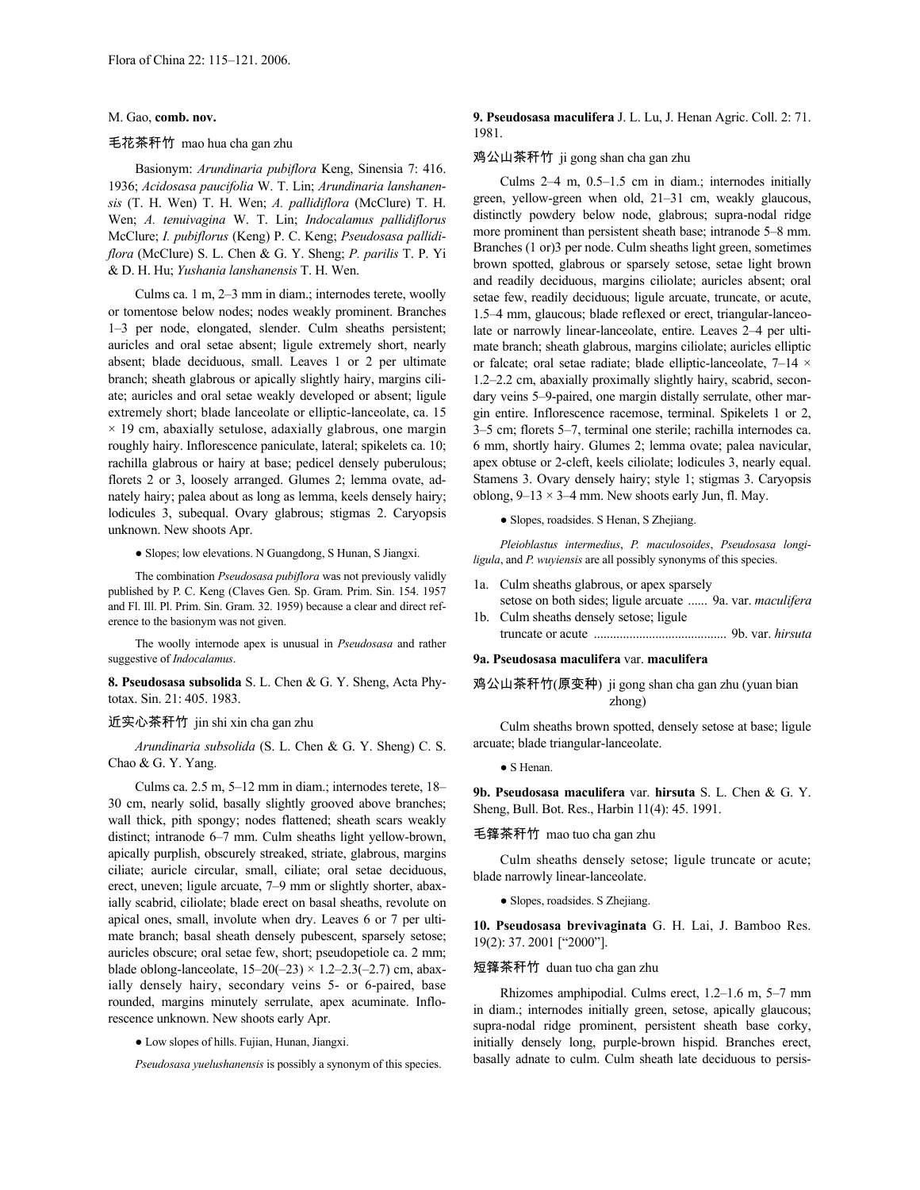M. Gao, **comb. nov.**

毛花茶秆竹 mao hua cha gan zhu

Basionym: *Arundinaria pubiflora* Keng, Sinensia 7: 416. 1936; *Acidosasa paucifolia* W. T. Lin; *Arundinaria lanshanensis* (T. H. Wen) T. H. Wen; *A. pallidiflora* (McClure) T. H. Wen; *A. tenuivagina* W. T. Lin; *Indocalamus pallidiflorus* McClure; *I. pubiflorus* (Keng) P. C. Keng; *Pseudosasa pallidiflora* (McClure) S. L. Chen & G. Y. Sheng; *P. parilis* T. P. Yi & D. H. Hu; *Yushania lanshanensis* T. H. Wen.

Culms ca. 1 m, 2–3 mm in diam.; internodes terete, woolly or tomentose below nodes; nodes weakly prominent. Branches 1–3 per node, elongated, slender. Culm sheaths persistent; auricles and oral setae absent; ligule extremely short, nearly absent; blade deciduous, small. Leaves 1 or 2 per ultimate branch; sheath glabrous or apically slightly hairy, margins ciliate; auricles and oral setae weakly developed or absent; ligule extremely short; blade lanceolate or elliptic-lanceolate, ca. 15 × 19 cm, abaxially setulose, adaxially glabrous, one margin roughly hairy. Inflorescence paniculate, lateral; spikelets ca. 10; rachilla glabrous or hairy at base; pedicel densely puberulous; florets 2 or 3, loosely arranged. Glumes 2; lemma ovate, adnately hairy; palea about as long as lemma, keels densely hairy; lodicules 3, subequal. Ovary glabrous; stigmas 2. Caryopsis unknown. New shoots Apr.

● Slopes; low elevations. N Guangdong, S Hunan, S Jiangxi.

The combination *Pseudosasa pubiflora* was not previously validly published by P. C. Keng (Claves Gen. Sp. Gram. Prim. Sin. 154. 1957 and Fl. Ill. Pl. Prim. Sin. Gram. 32. 1959) because a clear and direct reference to the basionym was not given.

The woolly internode apex is unusual in *Pseudosasa* and rather suggestive of *Indocalamus*.

**8. Pseudosasa subsolida** S. L. Chen & G. Y. Sheng, Acta Phytotax. Sin. 21: 405. 1983.

近实心茶秆竹 jin shi xin cha gan zhu

*Arundinaria subsolida* (S. L. Chen & G. Y. Sheng) C. S. Chao & G. Y. Yang.

Culms ca. 2.5 m, 5–12 mm in diam.; internodes terete, 18–30 cm, nearly solid, basally slightly grooved above branches; wall thick, pith spongy; nodes flattened; sheath scars weakly distinct; intranode 6–7 mm. Culm sheaths light yellow-brown, apically purplish, obscurely streaked, striate, glabrous, margins ciliate; auricle circular, small, ciliate; oral setae deciduous, erect, uneven; ligule arcuate, 7–9 mm or slightly shorter, abaxially scabrid, ciliolate; blade erect on basal sheaths, revolute on apical ones, small, involute when dry. Leaves 6 or 7 per ultimate branch; basal sheath densely pubescent, sparsely setose; auricles obscure; oral setae few, short; pseudopetiole ca. 2 mm; blade oblong-lanceolate, 15–20(–23) × 1.2–2.3(–2.7) cm, abaxially densely hairy, secondary veins 5- or 6-paired, base rounded, margins minutely serrulate, apex acuminate. Inflorescence unknown. New shoots early Apr.

● Low slopes of hills. Fujian, Hunan, Jiangxi.

*Pseudosasa yuelushanensis* is possibly a synonym of this species.

**9. Pseudosasa maculifera** J. L. Lu, J. Henan Agric. Coll. 2: 71. 1981.

鸡公山茶秆竹 ji gong shan cha gan zhu

Culms 2–4 m, 0.5–1.5 cm in diam.; internodes initially green, yellow-green when old, 21–31 cm, weakly glaucous, distinctly powdery below node, glabrous; supra-nodal ridge more prominent than persistent sheath base; intranode 5–8 mm. Branches (1 or)3 per node. Culm sheaths light green, sometimes brown spotted, glabrous or sparsely setose, setae light brown and readily deciduous, margins ciliolate; auricles absent; oral setae few, readily deciduous; ligule arcuate, truncate, or acute, 1.5–4 mm, glaucous; blade reflexed or erect, triangular-lanceolate or narrowly linear-lanceolate, entire. Leaves 2–4 per ultimate branch; sheath glabrous, margins ciliolate; auricles elliptic or falcate; oral setae radiate; blade elliptic-lanceolate, 7–14 × 1.2–2.2 cm, abaxially proximally slightly hairy, scabrid, secondary veins 5–9-paired, one margin distally serrulate, other margin entire. Inflorescence racemose, terminal. Spikelets 1 or 2, 3–5 cm; florets 5–7, terminal one sterile; rachilla internodes ca. 6 mm, shortly hairy. Glumes 2; lemma ovate; palea navicular, apex obtuse or 2-cleft, keels ciliolate; lodicules 3, nearly equal. Stamens 3. Ovary densely hairy; style 1; stigmas 3. Caryopsis oblong, 9–13 × 3–4 mm. New shoots early Jun, fl. May.

● Slopes, roadsides. S Henan, S Zhejiang.

*Pleioblastus intermedius*, *P. maculosoides*, *Pseudosasa longiligula*, and *P. wuyiensis* are all possibly synonyms of this species.

1a. Culm sheaths glabrous, or apex sparsely setose on both sides; ligule arcuate ...... 9a. var. *maculifera*
1b. Culm sheaths densely setose; ligule truncate or acute ........................................ 9b. var. *hirsuta*

**9a. Pseudosasa maculifera** var. **maculifera**

鸡公山茶秆竹(原变种) ji gong shan cha gan zhu (yuan bian zhong)

Culm sheaths brown spotted, densely setose at base; ligule arcuate; blade triangular-lanceolate.

● S Henan.

**9b. Pseudosasa maculifera** var. **hirsuta** S. L. Chen & G. Y. Sheng, Bull. Bot. Res., Harbin 11(4): 45. 1991.

毛箨茶秆竹 mao tuo cha gan zhu

Culm sheaths densely setose; ligule truncate or acute; blade narrowly linear-lanceolate.

● Slopes, roadsides. S Zhejiang.

**10. Pseudosasa brevivaginata** G. H. Lai, J. Bamboo Res. 19(2): 37. 2001 ["2000"].

短箨茶秆竹 duan tuo cha gan zhu

Rhizomes amphipodial. Culms erect, 1.2–1.6 m, 5–7 mm in diam.; internodes initially green, setose, apically glaucous; supra-nodal ridge prominent, persistent sheath base corky, initially densely long, purple-brown hispid. Branches erect, basally adnate to culm. Culm sheath late deciduous to persis-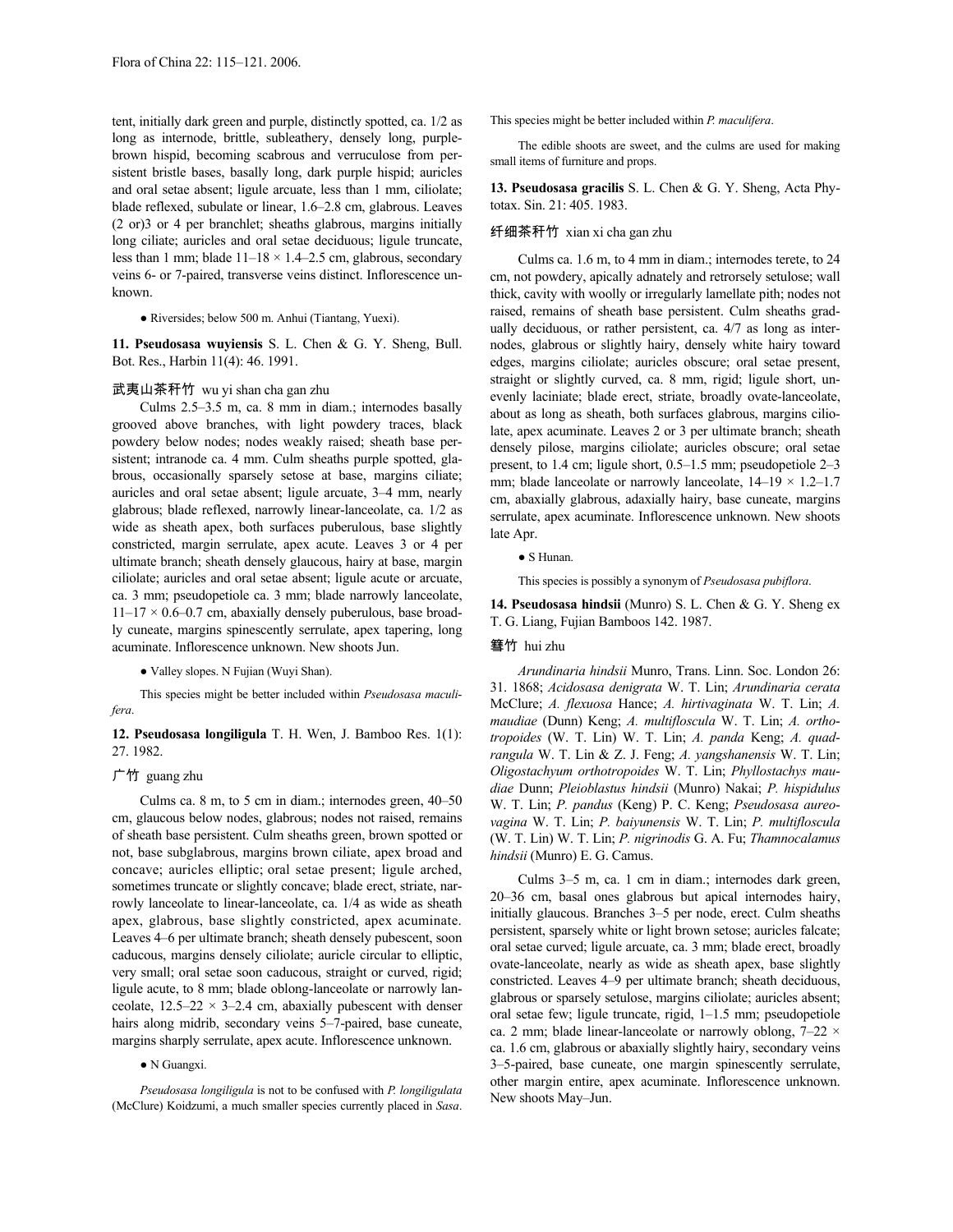tent, initially dark green and purple, distinctly spotted, ca. 1/2 as long as internode, brittle, subleathery, densely long, purple-brown hispid, becoming scabrous and verruculose from persistent bristle bases, basally long, dark purple hispid; auricles and oral setae absent; ligule arcuate, less than 1 mm, ciliolate; blade reflexed, subulate or linear, 1.6–2.8 cm, glabrous. Leaves (2 or)3 or 4 per branchlet; sheaths glabrous, margins initially long ciliate; auricles and oral setae deciduous; ligule truncate, less than 1 mm; blade 11–18 × 1.4–2.5 cm, glabrous, secondary veins 6- or 7-paired, transverse veins distinct. Inflorescence unknown.

● Riversides; below 500 m. Anhui (Tiantang, Yuexi).

**11. Pseudosasa wuyiensis** S. L. Chen & G. Y. Sheng, Bull. Bot. Res., Harbin 11(4): 46. 1991.

武夷山茶秆竹 wu yi shan cha gan zhu

Culms 2.5–3.5 m, ca. 8 mm in diam.; internodes basally grooved above branches, with light powdery traces, black powdery below nodes; nodes weakly raised; sheath base persistent; intranode ca. 4 mm. Culm sheaths purple spotted, glabrous, occasionally sparsely setose at base, margins ciliate; auricles and oral setae absent; ligule arcuate, 3–4 mm, nearly glabrous; blade reflexed, narrowly linear-lanceolate, ca. 1/2 as wide as sheath apex, both surfaces puberulous, base slightly constricted, margin serrulate, apex acute. Leaves 3 or 4 per ultimate branch; sheath densely glaucous, hairy at base, margin ciliolate; auricles and oral setae absent; ligule acute or arcuate, ca. 3 mm; pseudopetiole ca. 3 mm; blade narrowly lanceolate, 11–17 × 0.6–0.7 cm, abaxially densely puberulous, base broadly cuneate, margins spinescently serrulate, apex tapering, long acuminate. Inflorescence unknown. New shoots Jun.

● Valley slopes. N Fujian (Wuyi Shan).

This species might be better included within *Pseudosasa maculifera*.

**12. Pseudosasa longiligula** T. H. Wen, J. Bamboo Res. 1(1): 27. 1982.

广竹 guang zhu

Culms ca. 8 m, to 5 cm in diam.; internodes green, 40–50 cm, glaucous below nodes, glabrous; nodes not raised, remains of sheath base persistent. Culm sheaths green, brown spotted or not, base subglabrous, margins brown ciliate, apex broad and concave; auricles elliptic; oral setae present; ligule arched, sometimes truncate or slightly concave; blade erect, striate, narrowly lanceolate to linear-lanceolate, ca. 1/4 as wide as sheath apex, glabrous, base slightly constricted, apex acuminate. Leaves 4–6 per ultimate branch; sheath densely pubescent, soon caducous, margins densely ciliolate; auricle circular to elliptic, very small; oral setae soon caducous, straight or curved, rigid; ligule acute, to 8 mm; blade oblong-lanceolate or narrowly lanceolate, 12.5–22 × 3–2.4 cm, abaxially pubescent with denser hairs along midrib, secondary veins 5–7-paired, base cuneate, margins sharply serrulate, apex acute. Inflorescence unknown.

● N Guangxi.

*Pseudosasa longiligula* is not to be confused with *P. longiligulata* (McClure) Koidzumi, a much smaller species currently placed in *Sasa*. This species might be better included within *P. maculifera*.

The edible shoots are sweet, and the culms are used for making small items of furniture and props.

**13. Pseudosasa gracilis** S. L. Chen & G. Y. Sheng, Acta Phytotax. Sin. 21: 405. 1983.

纤细茶秆竹 xian xi cha gan zhu

Culms ca. 1.6 m, to 4 mm in diam.; internodes terete, to 24 cm, not powdery, apically adnately and retrorsely setulose; wall thick, cavity with woolly or irregularly lamellate pith; nodes not raised, remains of sheath base persistent. Culm sheaths gradually deciduous, or rather persistent, ca. 4/7 as long as internodes, glabrous or slightly hairy, densely white hairy toward edges, margins ciliolate; auricles obscure; oral setae present, straight or slightly curved, ca. 8 mm, rigid; ligule short, unevenly laciniate; blade erect, striate, broadly ovate-lanceolate, about as long as sheath, both surfaces glabrous, margins ciliolate, apex acuminate. Leaves 2 or 3 per ultimate branch; sheath densely pilose, margins ciliolate; auricles obscure; oral setae present, to 1.4 cm; ligule short, 0.5–1.5 mm; pseudopetiole 2–3 mm; blade lanceolate or narrowly lanceolate, 14–19 × 1.2–1.7 cm, abaxially glabrous, adaxially hairy, base cuneate, margins serrulate, apex acuminate. Inflorescence unknown. New shoots late Apr.

● S Hunan.

This species is possibly a synonym of *Pseudosasa pubiflora*.

**14. Pseudosasa hindsii** (Munro) S. L. Chen & G. Y. Sheng ex T. G. Liang, Fujian Bamboos 142. 1987.

篲竹 hui zhu

*Arundinaria hindsii* Munro, Trans. Linn. Soc. London 26: 31. 1868; *Acidosasa denigrata* W. T. Lin; *Arundinaria cerata* McClure; *A. flexuosa* Hance; *A. hirtivaginata* W. T. Lin; *A. maudiae* (Dunn) Keng; *A. multifloscula* W. T. Lin; *A. orthotropoides* (W. T. Lin) W. T. Lin; *A. panda* Keng; *A. quadrangula* W. T. Lin & Z. J. Feng; *A. yangshanensis* W. T. Lin; *Oligostachyum orthotropoides* W. T. Lin; *Phyllostachys maudiae* Dunn; *Pleioblastus hindsii* (Munro) Nakai; *P. hispidulus* W. T. Lin; *P. pandus* (Keng) P. C. Keng; *Pseudosasa aureovagina* W. T. Lin; *P. baiyunensis* W. T. Lin; *P. multifloscula* (W. T. Lin) W. T. Lin; *P. nigrinodis* G. A. Fu; *Thamnocalamus hindsii* (Munro) E. G. Camus.

Culms 3–5 m, ca. 1 cm in diam.; internodes dark green, 20–36 cm, basal ones glabrous but apical internodes hairy, initially glaucous. Branches 3–5 per node, erect. Culm sheaths persistent, sparsely white or light brown setose; auricles falcate; oral setae curved; ligule arcuate, ca. 3 mm; blade erect, broadly ovate-lanceolate, nearly as wide as sheath apex, base slightly constricted. Leaves 4–9 per ultimate branch; sheath deciduous, glabrous or sparsely setulose, margins ciliolate; auricles absent; oral setae few; ligule truncate, rigid, 1–1.5 mm; pseudopetiole ca. 2 mm; blade linear-lanceolate or narrowly oblong, 7–22 × ca. 1.6 cm, glabrous or abaxially slightly hairy, secondary veins 3–5-paired, base cuneate, one margin spinescently serrulate, other margin entire, apex acuminate. Inflorescence unknown. New shoots May–Jun.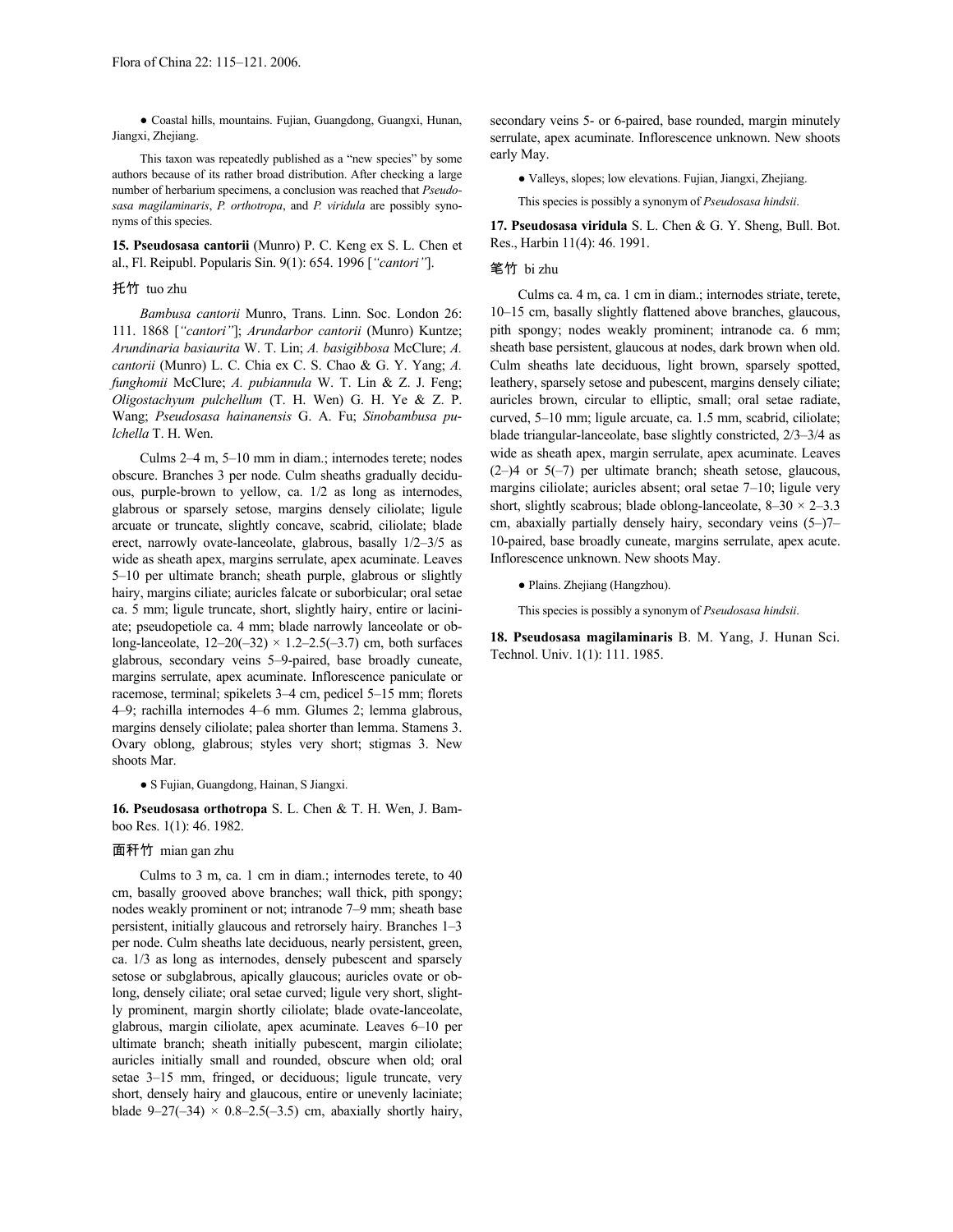● Coastal hills, mountains. Fujian, Guangdong, Guangxi, Hunan, Jiangxi, Zhejiang.

This taxon was repeatedly published as a "new species" by some authors because of its rather broad distribution. After checking a large number of herbarium specimens, a conclusion was reached that *Pseudosasa magilaminaris*, *P. orthotropa*, and *P. viridula* are possibly synonyms of this species.

**15. Pseudosasa cantorii** (Munro) P. C. Keng ex S. L. Chen et al., Fl. Reipubl. Popularis Sin. 9(1): 654. 1996 [*"cantori"*].

托竹 tuo zhu

*Bambusa cantorii* Munro, Trans. Linn. Soc. London 26: 111. 1868 [*"cantori"*]; *Arundarbor cantorii* (Munro) Kuntze; *Arundinaria basiaurita* W. T. Lin; *A. basigibbosa* McClure; *A. cantorii* (Munro) L. C. Chia ex C. S. Chao & G. Y. Yang; *A. funghomii* McClure; *A. pubiannula* W. T. Lin & Z. J. Feng; *Oligostachyum pulchellum* (T. H. Wen) G. H. Ye & Z. P. Wang; *Pseudosasa hainanensis* G. A. Fu; *Sinobambusa pulchella* T. H. Wen.

Culms 2–4 m, 5–10 mm in diam.; internodes terete; nodes obscure. Branches 3 per node. Culm sheaths gradually deciduous, purple-brown to yellow, ca. 1/2 as long as internodes, glabrous or sparsely setose, margins densely ciliolate; ligule arcuate or truncate, slightly concave, scabrid, ciliolate; blade erect, narrowly ovate-lanceolate, glabrous, basally 1/2–3/5 as wide as sheath apex, margins serrulate, apex acuminate. Leaves 5–10 per ultimate branch; sheath purple, glabrous or slightly hairy, margins ciliate; auricles falcate or suborbicular; oral setae ca. 5 mm; ligule truncate, short, slightly hairy, entire or laciniate; pseudopetiole ca. 4 mm; blade narrowly lanceolate or oblong-lanceolate, 12–20(–32) × 1.2–2.5(–3.7) cm, both surfaces glabrous, secondary veins 5–9-paired, base broadly cuneate, margins serrulate, apex acuminate. Inflorescence paniculate or racemose, terminal; spikelets 3–4 cm, pedicel 5–15 mm; florets 4–9; rachilla internodes 4–6 mm. Glumes 2; lemma glabrous, margins densely ciliolate; palea shorter than lemma. Stamens 3. Ovary oblong, glabrous; styles very short; stigmas 3. New shoots Mar.

● S Fujian, Guangdong, Hainan, S Jiangxi.

**16. Pseudosasa orthotropa** S. L. Chen & T. H. Wen, J. Bamboo Res. 1(1): 46. 1982.

面秆竹 mian gan zhu

Culms to 3 m, ca. 1 cm in diam.; internodes terete, to 40 cm, basally grooved above branches; wall thick, pith spongy; nodes weakly prominent or not; intranode 7–9 mm; sheath base persistent, initially glaucous and retrorsely hairy. Branches 1–3 per node. Culm sheaths late deciduous, nearly persistent, green, ca. 1/3 as long as internodes, densely pubescent and sparsely setose or subglabrous, apically glaucous; auricles ovate or oblong, densely ciliate; oral setae curved; ligule very short, slightly prominent, margin shortly ciliolate; blade ovate-lanceolate, glabrous, margin ciliolate, apex acuminate. Leaves 6–10 per ultimate branch; sheath initially pubescent, margin ciliolate; auricles initially small and rounded, obscure when old; oral setae 3–15 mm, fringed, or deciduous; ligule truncate, very short, densely hairy and glaucous, entire or unevenly laciniate; blade 9–27(–34) × 0.8–2.5(–3.5) cm, abaxially shortly hairy, secondary veins 5- or 6-paired, base rounded, margin minutely serrulate, apex acuminate. Inflorescence unknown. New shoots early May.

● Valleys, slopes; low elevations. Fujian, Jiangxi, Zhejiang.

This species is possibly a synonym of *Pseudosasa hindsii*.

**17. Pseudosasa viridula** S. L. Chen & G. Y. Sheng, Bull. Bot. Res., Harbin 11(4): 46. 1991.

笔竹 bi zhu

Culms ca. 4 m, ca. 1 cm in diam.; internodes striate, terete, 10–15 cm, basally slightly flattened above branches, glaucous, pith spongy; nodes weakly prominent; intranode ca. 6 mm; sheath base persistent, glaucous at nodes, dark brown when old. Culm sheaths late deciduous, light brown, sparsely spotted, leathery, sparsely setose and pubescent, margins densely ciliate; auricles brown, circular to elliptic, small; oral setae radiate, curved, 5–10 mm; ligule arcuate, ca. 1.5 mm, scabrid, ciliolate; blade triangular-lanceolate, base slightly constricted, 2/3–3/4 as wide as sheath apex, margin serrulate, apex acuminate. Leaves (2–)4 or 5(–7) per ultimate branch; sheath setose, glaucous, margins ciliolate; auricles absent; oral setae 7–10; ligule very short, slightly scabrous; blade oblong-lanceolate, 8–30 × 2–3.3 cm, abaxially partially densely hairy, secondary veins (5–)7–10-paired, base broadly cuneate, margins serrulate, apex acute. Inflorescence unknown. New shoots May.

● Plains. Zhejiang (Hangzhou).

This species is possibly a synonym of *Pseudosasa hindsii*.

**18. Pseudosasa magilaminaris** B. M. Yang, J. Hunan Sci. Technol. Univ. 1(1): 111. 1985.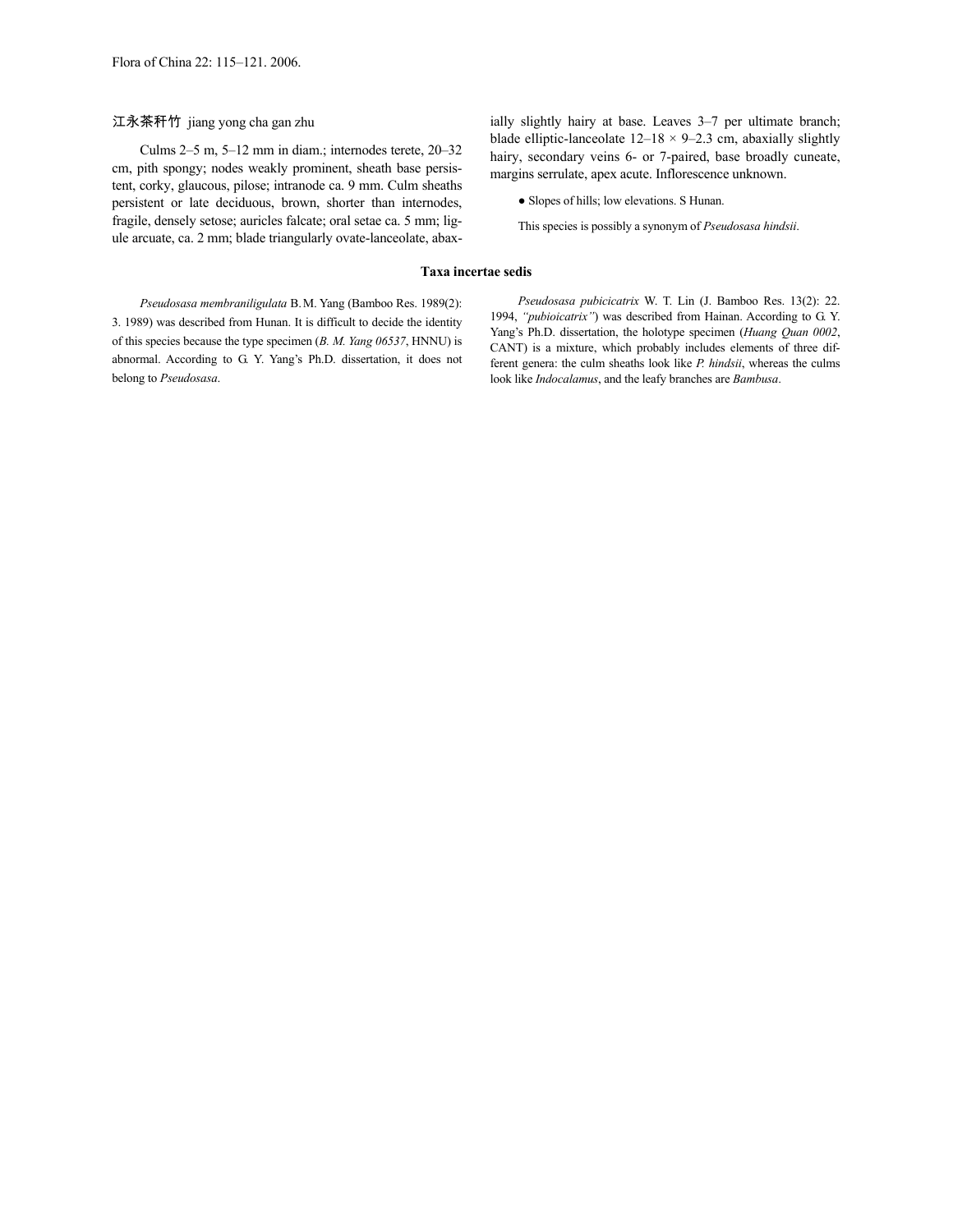江永茶秆竹 jiang yong cha gan zhu

Culms 2–5 m, 5–12 mm in diam.; internodes terete, 20–32 cm, pith spongy; nodes weakly prominent, sheath base persistent, corky, glaucous, pilose; intranode ca. 9 mm. Culm sheaths persistent or late deciduous, brown, shorter than internodes, fragile, densely setose; auricles falcate; oral setae ca. 5 mm; ligule arcuate, ca. 2 mm; blade triangularly ovate-lanceolate, abaxially slightly hairy at base. Leaves 3–7 per ultimate branch; blade elliptic-lanceolate 12–18 × 9–2.3 cm, abaxially slightly hairy, secondary veins 6- or 7-paired, base broadly cuneate, margins serrulate, apex acute. Inflorescence unknown.

● Slopes of hills; low elevations. S Hunan.

This species is possibly a synonym of *Pseudosasa hindsii*.

## Taxa incertae sedis

*Pseudosasa membraniligulata* B.M. Yang (Bamboo Res. 1989(2): 3. 1989) was described from Hunan. It is difficult to decide the identity of this species because the type specimen (*B. M. Yang 06537*, HNNU) is abnormal. According to G. Y. Yang's Ph.D. dissertation, it does not belong to *Pseudosasa*.

*Pseudosasa pubicicatrix* W. T. Lin (J. Bamboo Res. 13(2): 22. 1994, *"pubioicatrix"*) was described from Hainan. According to G. Y. Yang's Ph.D. dissertation, the holotype specimen (*Huang Quan 0002*, CANT) is a mixture, which probably includes elements of three different genera: the culm sheaths look like *P. hindsii*, whereas the culms look like *Indocalamus*, and the leafy branches are *Bambusa*.